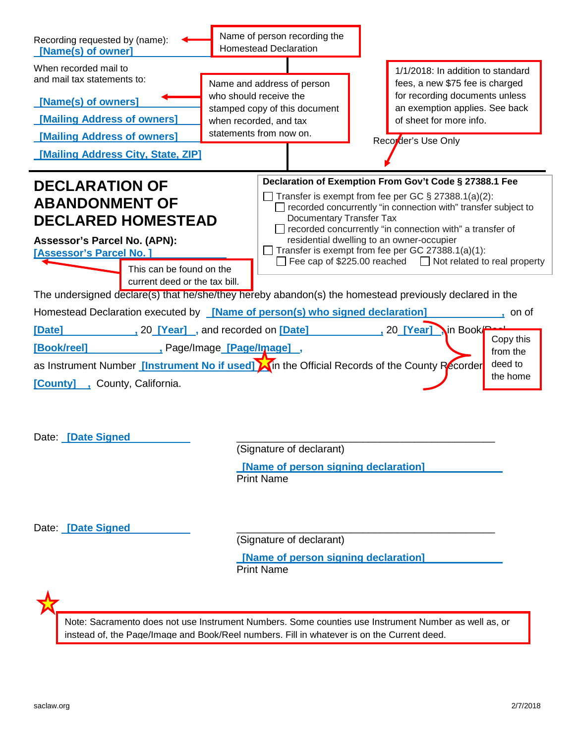Recording requested by (name):
[Name(s) of owner]

Name of person recording the Homestead Declaration

When recorded mail to
and mail tax statements to:

[Name(s) of owners]
[Mailing Address of owners]
[Mailing Address of owners]
[Mailing Address City, State, ZIP]

Name and address of person who should receive the stamped copy of this document when recorded, and tax statements from now on.

1/1/2018: In addition to standard fees, a new $75 fee is charged for recording documents unless an exemption applies. See back of sheet for more info.

Recorder's Use Only

# DECLARATION OF ABANDONMENT OF DECLARED HOMESTEAD

**Assessor's Parcel No. (APN):**
[Assessor's Parcel No. ]

This can be found on the current deed or the tax bill.

**Declaration of Exemption From Gov't Code § 27388.1 Fee**

- ☐ Transfer is exempt from fee per GC § 27388.1(a)(2):
  - ☐ recorded concurrently "in connection with" transfer subject to Documentary Transfer Tax
  - ☐ recorded concurrently "in connection with" a transfer of residential dwelling to an owner-occupier
- ☐ Transfer is exempt from fee per GC 27388.1(a)(1):
  - ☐ Fee cap of $225.00 reached ☐ Not related to real property

The undersigned declare(s) that he/she/they hereby abandon(s) the homestead previously declared in the Homestead Declaration executed by [Name of person(s) who signed declaration], on of [Date], 20 [Year], and recorded on [Date], 20 [Year], in Book/Reel [Book/reel], Page/Image [Page/Image], as Instrument Number [Instrument No if used] in the Official Records of the County Recorder [County], County, California.

Copy this from the deed to the home

Date: [Date Signed

\_\_\_\_\_\_\_\_\_\_\_\_\_\_\_\_\_\_\_\_\_\_\_\_\_\_\_\_\_\_\_\_\_\_\_\_\_\_\_\_
(Signature of declarant)

[Name of person signing declaration]
Print Name

Date: [Date Signed

\_\_\_\_\_\_\_\_\_\_\_\_\_\_\_\_\_\_\_\_\_\_\_\_\_\_\_\_\_\_\_\_\_\_\_\_\_\_\_\_
(Signature of declarant)

[Name of person signing declaration]
Print Name

Note: Sacramento does not use Instrument Numbers. Some counties use Instrument Number as well as, or instead of, the Page/Image and Book/Reel numbers. Fill in whatever is on the Current deed.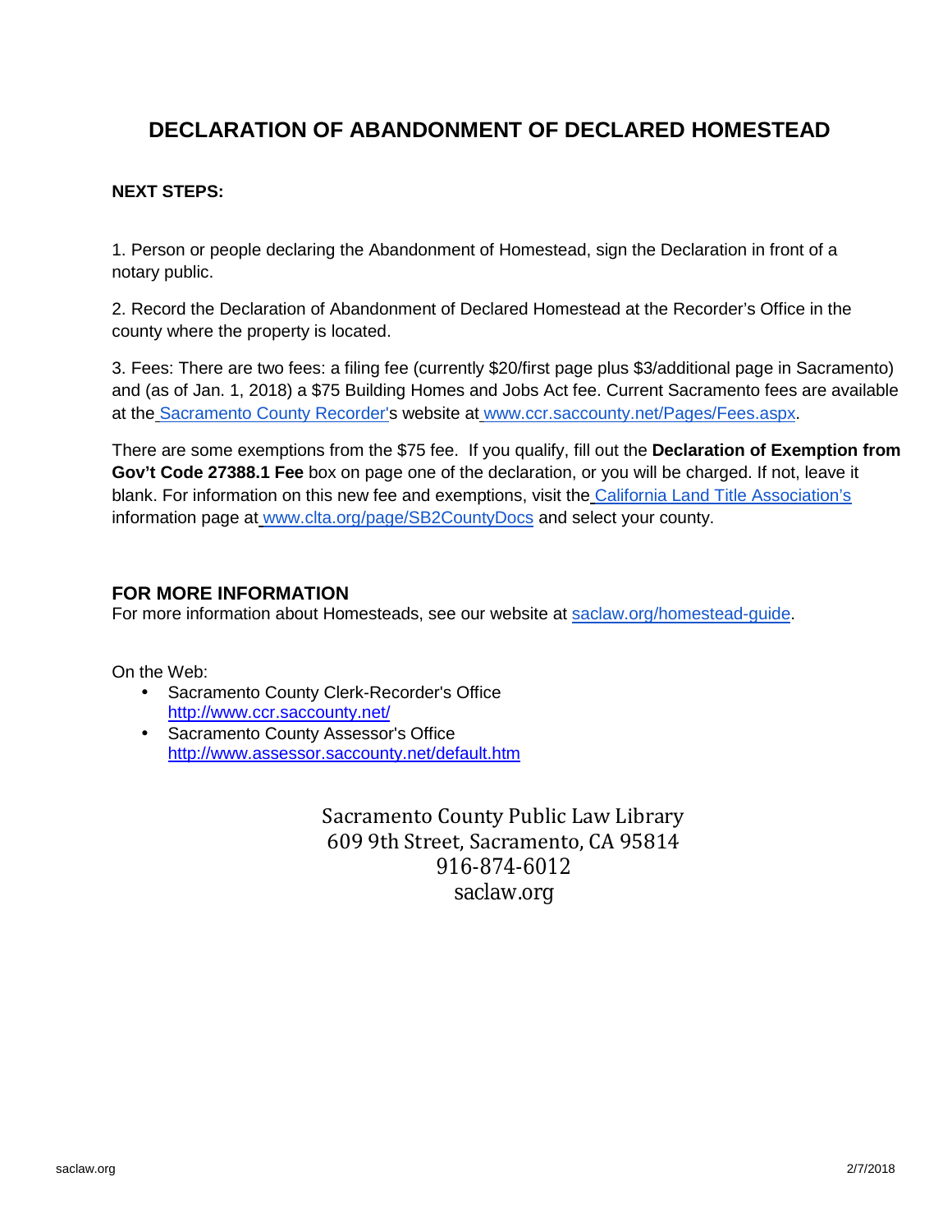# DECLARATION OF ABANDONMENT OF DECLARED HOMESTEAD

**NEXT STEPS:**

1. Person or people declaring the Abandonment of Homestead, sign the Declaration in front of a notary public.

2. Record the Declaration of Abandonment of Declared Homestead at the Recorder's Office in the county where the property is located.

3. Fees: There are two fees: a filing fee (currently $20/first page plus $3/additional page in Sacramento) and (as of Jan. 1, 2018) a $75 Building Homes and Jobs Act fee. Current Sacramento fees are available at the Sacramento County Recorder's website at www.ccr.saccounty.net/Pages/Fees.aspx.

There are some exemptions from the $75 fee. If you qualify, fill out the **Declaration of Exemption from Gov't Code 27388.1 Fee** box on page one of the declaration, or you will be charged. If not, leave it blank. For information on this new fee and exemptions, visit the California Land Title Association's information page at www.clta.org/page/SB2CountyDocs and select your county.

**FOR MORE INFORMATION**

For more information about Homesteads, see our website at saclaw.org/homestead-guide.

On the Web:

- Sacramento County Clerk-Recorder's Office
  http://www.ccr.saccounty.net/
- Sacramento County Assessor's Office
  http://www.assessor.saccounty.net/default.htm

Sacramento County Public Law Library
609 9th Street, Sacramento, CA 95814
916-874-6012
saclaw.org